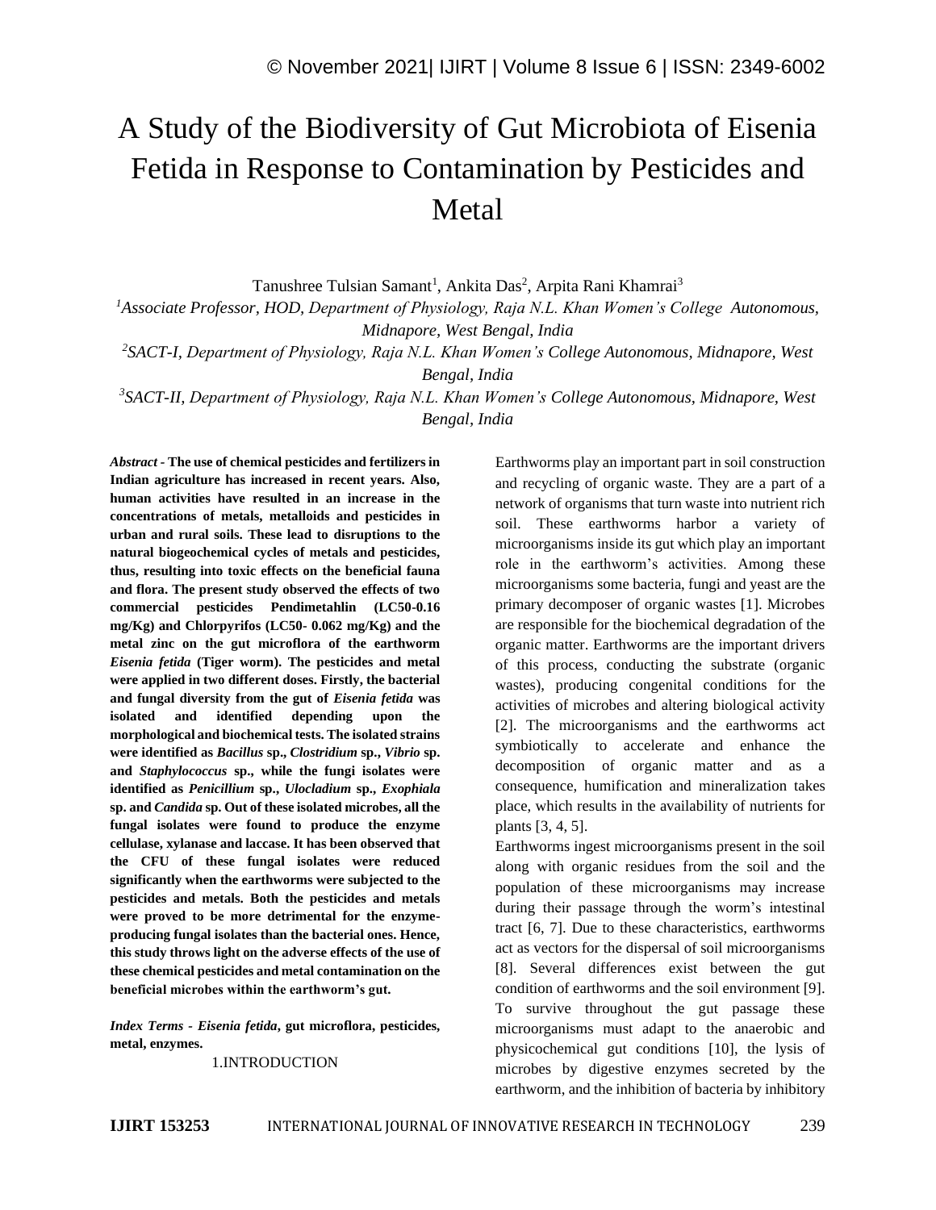# A Study of the Biodiversity of Gut Microbiota of Eisenia Fetida in Response to Contamination by Pesticides and Metal

Tanushree Tulsian Samant[1], Ankita Das[2], Arpita Rani Khamrai[3]

[1]*Associate Professor, HOD, Department of Physiology, Raja N.L. Khan Women's College Autonomous, Midnapore, West Bengal, India*

[2]*SACT-I, Department of Physiology, Raja N.L. Khan Women's College Autonomous, Midnapore, West Bengal, India*

[3]*SACT-II, Department of Physiology, Raja N.L. Khan Women's College Autonomous, Midnapore, West Bengal, India*

***Abstract* - The use of chemical pesticides and fertilizers in Indian agriculture has increased in recent years. Also, human activities have resulted in an increase in the concentrations of metals, metalloids and pesticides in urban and rural soils. These lead to disruptions to the natural biogeochemical cycles of metals and pesticides, thus, resulting into toxic effects on the beneficial fauna and flora. The present study observed the effects of two commercial pesticides Pendimetahlin (LC50-0.16 mg/Kg) and Chlorpyrifos (LC50- 0.062 mg/Kg) and the metal zinc on the gut microflora of the earthworm *Eisenia fetida* (Tiger worm). The pesticides and metal were applied in two different doses. Firstly, the bacterial and fungal diversity from the gut of *Eisenia fetida* was isolated and identified depending upon the morphological and biochemical tests. The isolated strains were identified as *Bacillus* sp., *Clostridium* sp., *Vibrio* sp. and *Staphylococcus* sp., while the fungi isolates were identified as *Penicillium* sp., *Ulocladium* sp., *Exophiala* sp. and *Candida* sp. Out of these isolated microbes, all the fungal isolates were found to produce the enzyme cellulase, xylanase and laccase. It has been observed that the CFU of these fungal isolates were reduced significantly when the earthworms were subjected to the pesticides and metals. Both the pesticides and metals were proved to be more detrimental for the enzyme-producing fungal isolates than the bacterial ones. Hence, this study throws light on the adverse effects of the use of these chemical pesticides and metal contamination on the beneficial microbes within the earthworm's gut.**

***Index Terms* - *Eisenia fetida*, gut microflora, pesticides, metal, enzymes.**

## 1.INTRODUCTION

Earthworms play an important part in soil construction and recycling of organic waste. They are a part of a network of organisms that turn waste into nutrient rich soil. These earthworms harbor a variety of microorganisms inside its gut which play an important role in the earthworm's activities. Among these microorganisms some bacteria, fungi and yeast are the primary decomposer of organic wastes [1]. Microbes are responsible for the biochemical degradation of the organic matter. Earthworms are the important drivers of this process, conducting the substrate (organic wastes), producing congenital conditions for the activities of microbes and altering biological activity [2]. The microorganisms and the earthworms act symbiotically to accelerate and enhance the decomposition of organic matter and as a consequence, humification and mineralization takes place, which results in the availability of nutrients for plants [3, 4, 5].

Earthworms ingest microorganisms present in the soil along with organic residues from the soil and the population of these microorganisms may increase during their passage through the worm's intestinal tract [6, 7]. Due to these characteristics, earthworms act as vectors for the dispersal of soil microorganisms [8]. Several differences exist between the gut condition of earthworms and the soil environment [9]. To survive throughout the gut passage these microorganisms must adapt to the anaerobic and physicochemical gut conditions [10], the lysis of microbes by digestive enzymes secreted by the earthworm, and the inhibition of bacteria by inhibitory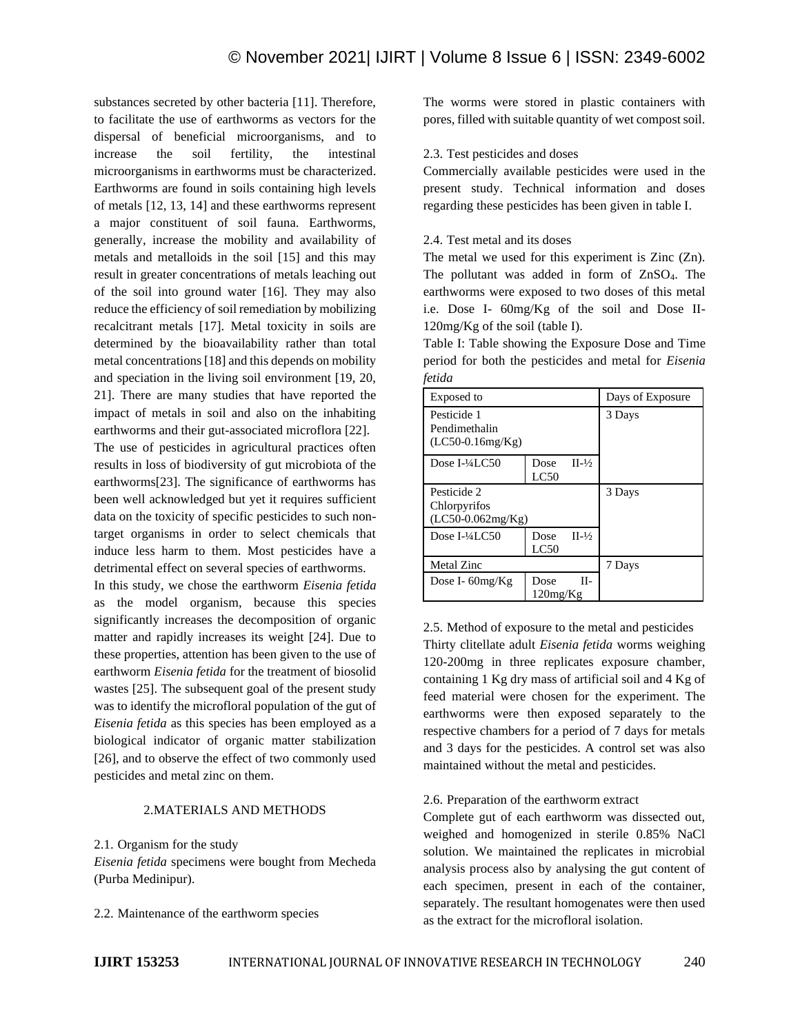substances secreted by other bacteria [11]. Therefore, to facilitate the use of earthworms as vectors for the dispersal of beneficial microorganisms, and to increase the soil fertility, the intestinal microorganisms in earthworms must be characterized. Earthworms are found in soils containing high levels of metals [12, 13, 14] and these earthworms represent a major constituent of soil fauna. Earthworms, generally, increase the mobility and availability of metals and metalloids in the soil [15] and this may result in greater concentrations of metals leaching out of the soil into ground water [16]. They may also reduce the efficiency of soil remediation by mobilizing recalcitrant metals [17]. Metal toxicity in soils are determined by the bioavailability rather than total metal concentrations [18] and this depends on mobility and speciation in the living soil environment [19, 20, 21]. There are many studies that have reported the impact of metals in soil and also on the inhabiting earthworms and their gut-associated microflora [22].

The use of pesticides in agricultural practices often results in loss of biodiversity of gut microbiota of the earthworms[23]. The significance of earthworms has been well acknowledged but yet it requires sufficient data on the toxicity of specific pesticides to such non-target organisms in order to select chemicals that induce less harm to them. Most pesticides have a detrimental effect on several species of earthworms.

In this study, we chose the earthworm *Eisenia fetida* as the model organism, because this species significantly increases the decomposition of organic matter and rapidly increases its weight [24]. Due to these properties, attention has been given to the use of earthworm *Eisenia fetida* for the treatment of biosolid wastes [25]. The subsequent goal of the present study was to identify the microfloral population of the gut of *Eisenia fetida* as this species has been employed as a biological indicator of organic matter stabilization [26], and to observe the effect of two commonly used pesticides and metal zinc on them.

## 2.MATERIALS AND METHODS

### 2.1. Organism for the study

*Eisenia fetida* specimens were bought from Mecheda (Purba Medinipur).

### 2.2. Maintenance of the earthworm species

The worms were stored in plastic containers with pores, filled with suitable quantity of wet compost soil.

### 2.3. Test pesticides and doses

Commercially available pesticides were used in the present study. Technical information and doses regarding these pesticides has been given in table I.

### 2.4. Test metal and its doses

The metal we used for this experiment is Zinc (Zn). The pollutant was added in form of $ZnSO_4$. The earthworms were exposed to two doses of this metal i.e. Dose I- 60mg/Kg of the soil and Dose II- 120mg/Kg of the soil (table I).

Table I: Table showing the Exposure Dose and Time period for both the pesticides and metal for *Eisenia fetida*

| Exposed to | | Days of Exposure |
|---|---|---|
| Pesticide 1 Pendimethalin (LC50-0.16mg/Kg) | | 3 Days |
| Dose I-¼LC50 | Dose II-½ LC50 | |
| Pesticide 2 Chlorpyrifos (LC50-0.062mg/Kg) | | 3 Days |
| Dose I-¼LC50 | Dose II-½ LC50 | |
| Metal Zinc | | 7 Days |
| Dose I- 60mg/Kg | Dose II- 120mg/Kg | |

### 2.5. Method of exposure to the metal and pesticides

Thirty clitellate adult *Eisenia fetida* worms weighing 120-200mg in three replicates exposure chamber, containing 1 Kg dry mass of artificial soil and 4 Kg of feed material were chosen for the experiment. The earthworms were then exposed separately to the respective chambers for a period of 7 days for metals and 3 days for the pesticides. A control set was also maintained without the metal and pesticides.

### 2.6. Preparation of the earthworm extract

Complete gut of each earthworm was dissected out, weighed and homogenized in sterile 0.85% NaCl solution. We maintained the replicates in microbial analysis process also by analysing the gut content of each specimen, present in each of the container, separately. The resultant homogenates were then used as the extract for the microfloral isolation.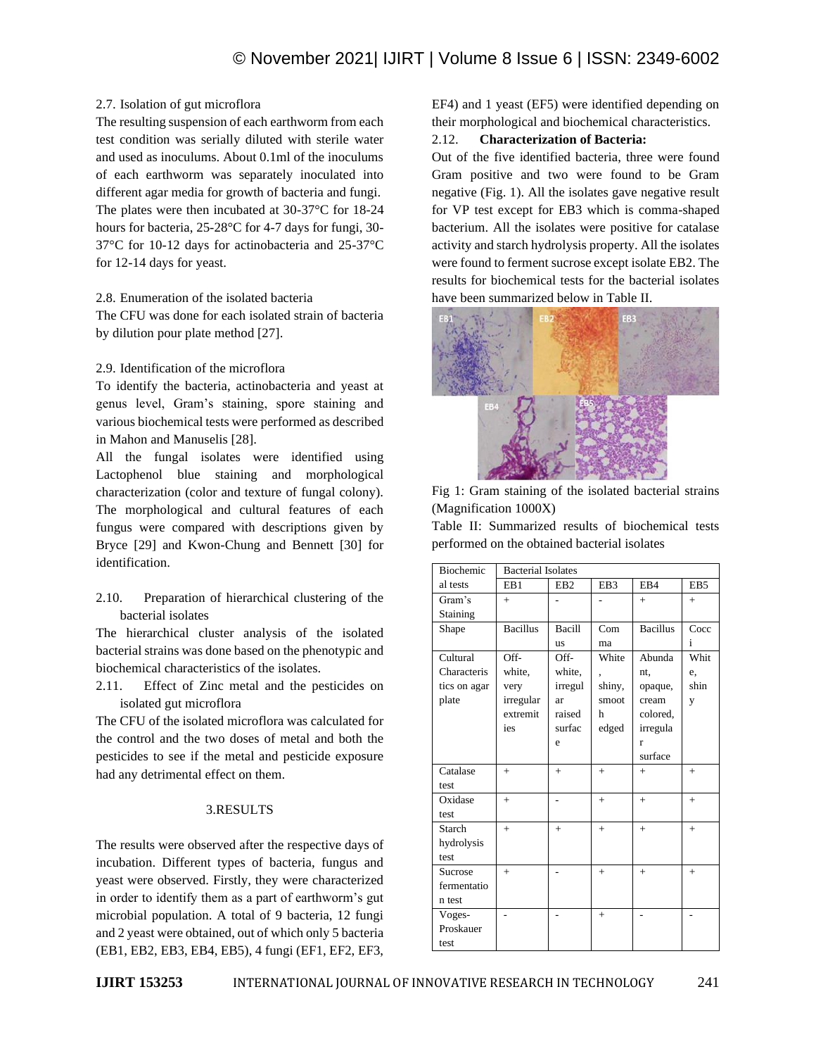2.7. Isolation of gut microflora

The resulting suspension of each earthworm from each test condition was serially diluted with sterile water and used as inoculums. About 0.1ml of the inoculums of each earthworm was separately inoculated into different agar media for growth of bacteria and fungi. The plates were then incubated at 30-37°C for 18-24 hours for bacteria, 25-28°C for 4-7 days for fungi, 30-37°C for 10-12 days for actinobacteria and 25-37°C for 12-14 days for yeast.

2.8. Enumeration of the isolated bacteria

The CFU was done for each isolated strain of bacteria by dilution pour plate method [27].

2.9. Identification of the microflora

To identify the bacteria, actinobacteria and yeast at genus level, Gram's staining, spore staining and various biochemical tests were performed as described in Mahon and Manuselis [28].

All the fungal isolates were identified using Lactophenol blue staining and morphological characterization (color and texture of fungal colony). The morphological and cultural features of each fungus were compared with descriptions given by Bryce [29] and Kwon-Chung and Bennett [30] for identification.

2.10. Preparation of hierarchical clustering of the bacterial isolates

The hierarchical cluster analysis of the isolated bacterial strains was done based on the phenotypic and biochemical characteristics of the isolates.

2.11. Effect of Zinc metal and the pesticides on isolated gut microflora

The CFU of the isolated microflora was calculated for the control and the two doses of metal and both the pesticides to see if the metal and pesticide exposure had any detrimental effect on them.

## 3.RESULTS

The results were observed after the respective days of incubation. Different types of bacteria, fungus and yeast were observed. Firstly, they were characterized in order to identify them as a part of earthworm's gut microbial population. A total of 9 bacteria, 12 fungi and 2 yeast were obtained, out of which only 5 bacteria (EB1, EB2, EB3, EB4, EB5), 4 fungi (EF1, EF2, EF3, EF4) and 1 yeast (EF5) were identified depending on their morphological and biochemical characteristics.

2.12. **Characterization of Bacteria:**

Out of the five identified bacteria, three were found Gram positive and two were found to be Gram negative (Fig. 1). All the isolates gave negative result for VP test except for EB3 which is comma-shaped bacterium. All the isolates were positive for catalase activity and starch hydrolysis property. All the isolates were found to ferment sucrose except isolate EB2. The results for biochemical tests for the bacterial isolates have been summarized below in Table II.

EB1 EB2 EB3 EB4 EB5

Fig 1: Gram staining of the isolated bacterial strains (Magnification 1000X)

Table II: Summarized results of biochemical tests performed on the obtained bacterial isolates

| Biochemical tests | Bacterial Isolates | | | | |
|---|---|---|---|---|---|
| | EB1 | EB2 | EB3 | EB4 | EB5 |
| Gram's Staining | + | - | - | + | + |
| Shape | Bacillus | Bacillus | Comma | Bacillus | Cocci |
| Cultural Characteristics on agar plate | Off-white, very irregular extremities | Off-white, irregular raised surface | White, shiny, smooth edged | Abundant, opaque, cream colored, irregular surface | White, shiny |
| Catalase test | + | + | + | + | + |
| Oxidase test | + | - | + | + | + |
| Starch hydrolysis test | + | + | + | + | + |
| Sucrose fermentation test | + | - | + | + | + |
| Voges-Proskauer test | - | - | + | - | - |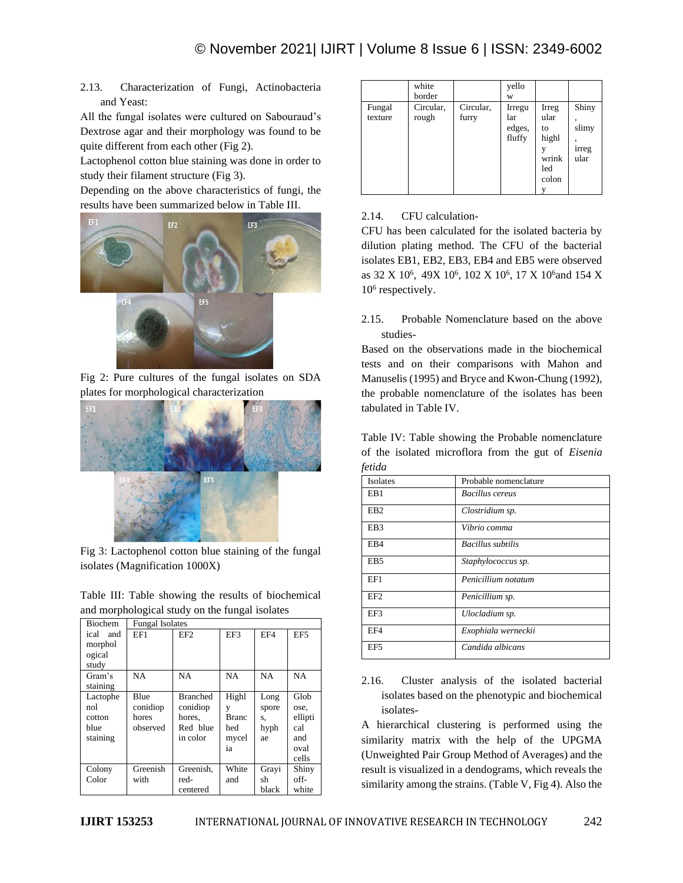2.13. Characterization of Fungi, Actinobacteria and Yeast:

All the fungal isolates were cultured on Sabouraud's Dextrose agar and their morphology was found to be quite different from each other (Fig 2).

Lactophenol cotton blue staining was done in order to study their filament structure (Fig 3).

Depending on the above characteristics of fungi, the results have been summarized below in Table III.

Fig 2: Pure cultures of the fungal isolates on SDA plates for morphological characterization

Fig 3: Lactophenol cotton blue staining of the fungal isolates (Magnification 1000X)

Table III: Table showing the results of biochemical and morphological study on the fungal isolates

| Biochemical and morphological study | Fungal Isolates | | | | |
|---|---|---|---|---|---|
| | EF1 | EF2 | EF3 | EF4 | EF5 |
| Gram's staining | NA | NA | NA | NA | NA |
| Lactophenol cotton blue staining | Blue conidiophores observed | Branched conidiophores, Red blue in color | Highly Branched mycelia | Long spores, hyphae | Globose, elliptical and oval cells |
| Colony Color | Greenish with white border | Greenish, red-centered | White and yellow | Grayish black | Shiny off-white |
| Fungal texture | Circular, rough | Circular, furry | Irregular edges, fluffy | Irregular to highly wrinkled colony | Shiny, slimy, irregular |

2.14. CFU calculation-

CFU has been calculated for the isolated bacteria by dilution plating method. The CFU of the bacterial isolates EB1, EB2, EB3, EB4 and EB5 were observed as 32 X $10^6$, 49X $10^6$, 102 X $10^6$, 17 X $10^6$ and 154 X $10^6$ respectively.

2.15. Probable Nomenclature based on the above studies-

Based on the observations made in the biochemical tests and on their comparisons with Mahon and Manuselis (1995) and Bryce and Kwon-Chung (1992), the probable nomenclature of the isolates has been tabulated in Table IV.

Table IV: Table showing the Probable nomenclature of the isolated microflora from the gut of *Eisenia fetida*

| Isolates | Probable nomenclature |
|---|---|
| EB1 | *Bacillus cereus* |
| EB2 | *Clostridium sp.* |
| EB3 | *Vibrio comma* |
| EB4 | *Bacillus subtilis* |
| EB5 | *Staphylococcus sp.* |
| EF1 | *Penicillium notatum* |
| EF2 | *Penicillium sp.* |
| EF3 | *Ulocladium sp.* |
| EF4 | *Exophiala werneckii* |
| EF5 | *Candida albicans* |

2.16. Cluster analysis of the isolated bacterial isolates based on the phenotypic and biochemical isolates-

A hierarchical clustering is performed using the similarity matrix with the help of the UPGMA (Unweighted Pair Group Method of Averages) and the result is visualized in a dendograms, which reveals the similarity among the strains. (Table V, Fig 4). Also the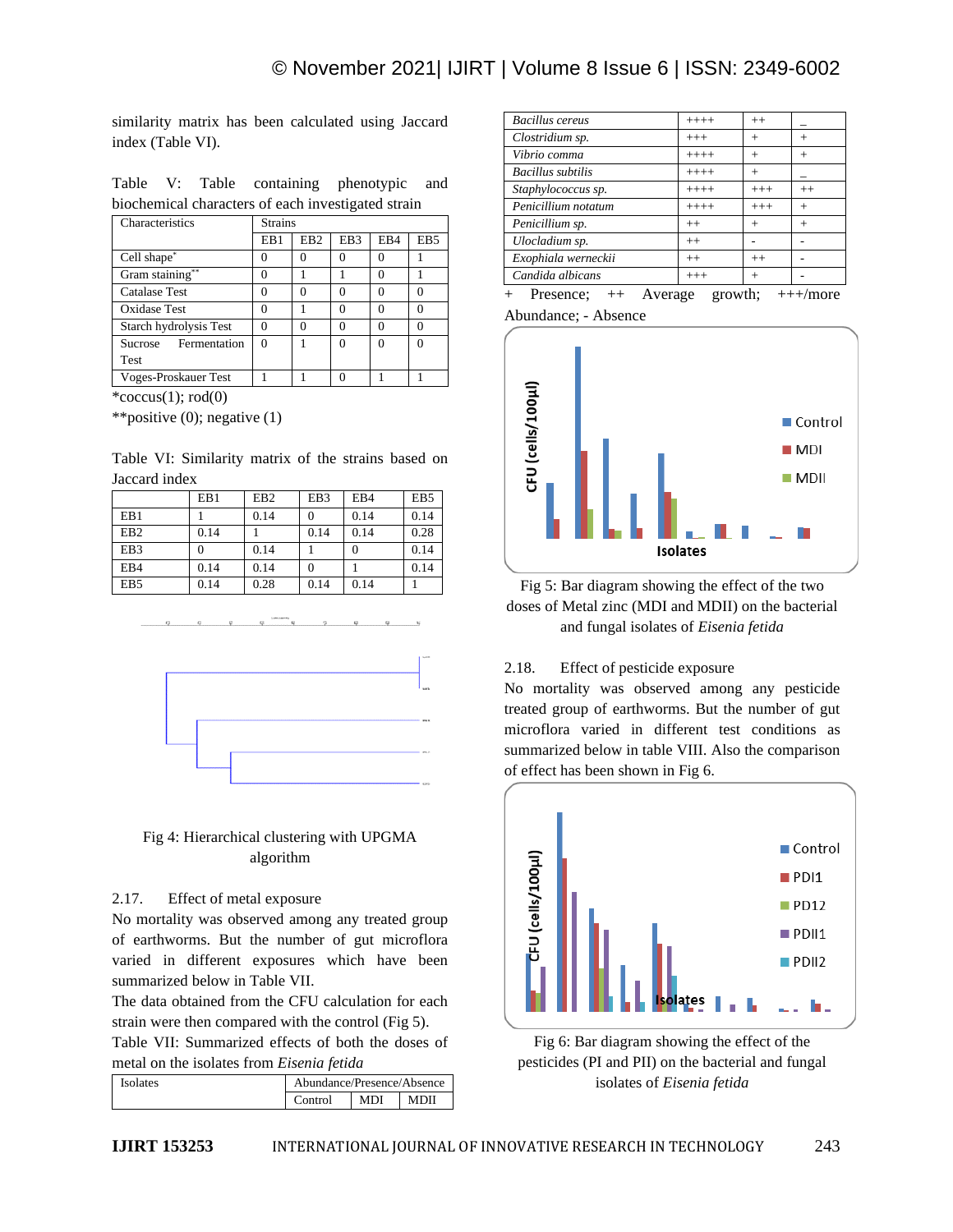similarity matrix has been calculated using Jaccard index (Table VI).

Table V: Table containing phenotypic and biochemical characters of each investigated strain

| Characteristics | Strains | | | | |
|---|---|---|---|---|---|
| | EB1 | EB2 | EB3 | EB4 | EB5 |
| Cell shape* | 0 | 0 | 0 | 0 | 1 |
| Gram staining** | 0 | 1 | 1 | 0 | 1 |
| Catalase Test | 0 | 0 | 0 | 0 | 0 |
| Oxidase Test | 0 | 1 | 0 | 0 | 0 |
| Starch hydrolysis Test | 0 | 0 | 0 | 0 | 0 |
| Sucrose Fermentation Test | 0 | 1 | 0 | 0 | 0 |
| Voges-Proskauer Test | 1 | 1 | 0 | 1 | 1 |

*coccus(1); rod(0)

**positive (0); negative (1)

Table VI: Similarity matrix of the strains based on Jaccard index

| | EB1 | EB2 | EB3 | EB4 | EB5 |
|---|---|---|---|---|---|
| EB1 | 1 | 0.14 | 0 | 0.14 | 0.14 |
| EB2 | 0.14 | 1 | 0.14 | 0.14 | 0.28 |
| EB3 | 0 | 0.14 | 1 | 0 | 0.14 |
| EB4 | 0.14 | 0.14 | 0 | 1 | 0.14 |
| EB5 | 0.14 | 0.28 | 0.14 | 0.14 | 1 |

Fig 4: Hierarchical clustering with UPGMA algorithm

2.17. Effect of metal exposure

No mortality was observed among any treated group of earthworms. But the number of gut microflora varied in different exposures which have been summarized below in Table VII.

The data obtained from the CFU calculation for each strain were then compared with the control (Fig 5).

Table VII: Summarized both the doses of metal on the isolates from *Eisenia fetida*

| Isolates | Abundance/Presence/Absence | | |
|---|---|---|---|
| | Control | MDI | MDII |
| *Bacillus cereus* | ++++ | ++ | _ |
| *Clostridium sp.* | +++ | + | + |
| *Vibrio comma* | ++++ | + | + |
| *Bacillus subtilis* | ++++ | + | _ |
| *Staphylococcus sp.* | ++++ | +++ | ++ |
| *Penicillium notatum* | ++++ | +++ | + |
| *Penicillium sp.* | ++ | + | + |
| *Ulocladium sp.* | ++ | - | - |
| *Exophiala werneckii* | ++ | ++ | - |
| *Candida albicans* | +++ | + | - |

\+ Presence; ++ Average growth; +++/more Abundance; - Absence

CFU (cells/100µl)

Isolates

Control

MDI

MDII

Fig 5: Bar diagram showing the effect of the two doses of Metal zinc (MDI and MDII) on the bacterial and fungal isolates of *Eisenia fetida*

2.18. Effect of pesticide exposure

No mortality was observed among any pesticide treated group of earthworms. But the number of gut microflora varied in different test conditions as summarized below in table VIII. Also the comparison of effect has been shown in Fig 6.

CFU (cells/100µl)

Isolates

Control

PDI1

PD12

PDII1

PDII2

Fig 6: Bar diagram showing the effect of the pesticides (PI and PII) on the bacterial and fungal isolates of *Eisenia fetida*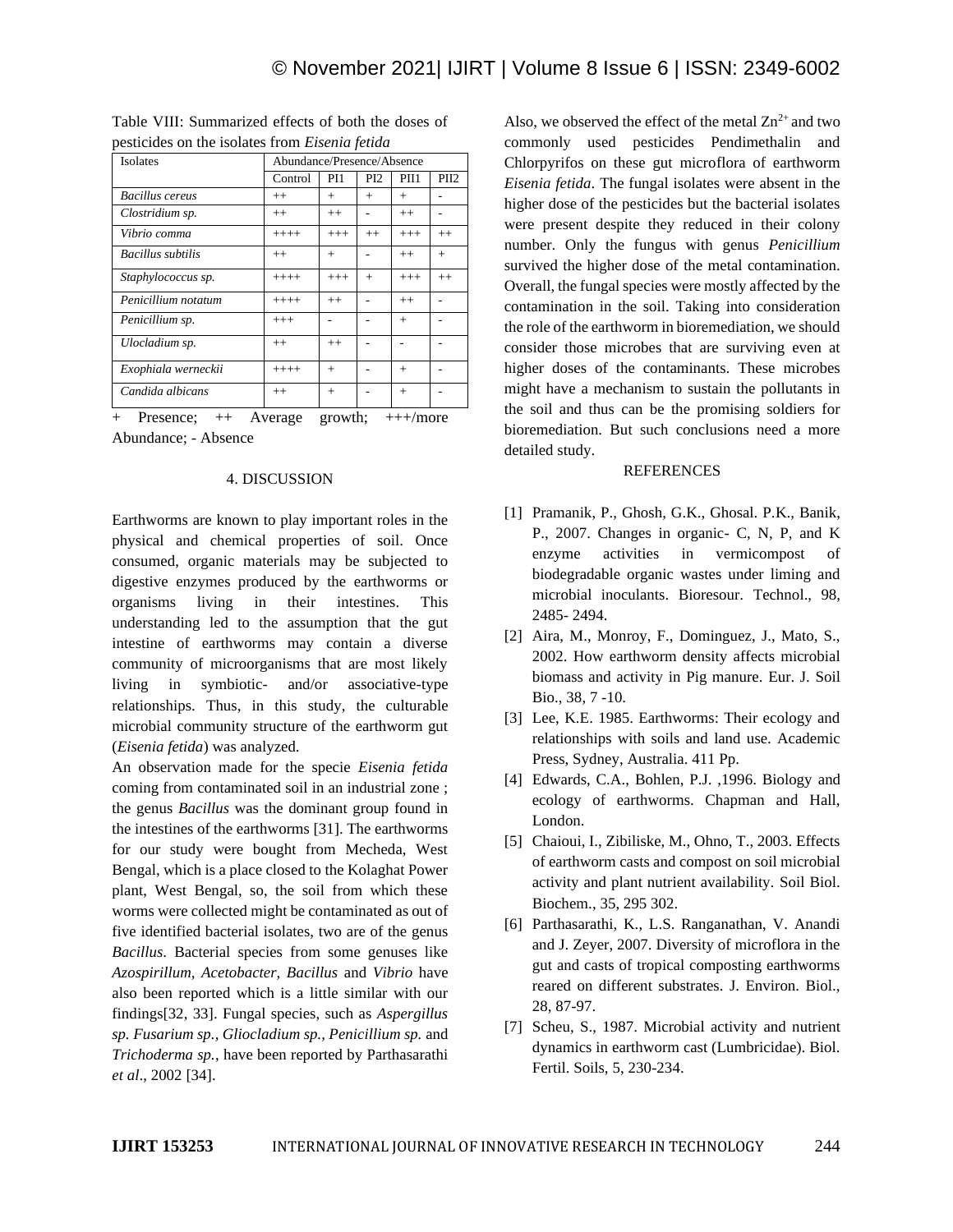Table VIII: Summarized effects of both the doses of pesticides on the isolates from *Eisenia fetida*

| Isolates | Abundance/Presence/Absence | | | | |
|---|---|---|---|---|---|
| | Control | PI1 | PI2 | PII1 | PII2 |
| *Bacillus cereus* | ++ | + | + | + | - |
| *Clostridium sp.* | ++ | ++ | - | ++ | - |
| *Vibrio comma* | ++++ | +++ | ++ | +++ | ++ |
| *Bacillus subtilis* | ++ | + | - | ++ | + |
| *Staphylococcus sp.* | ++++ | +++ | + | +++ | ++ |
| *Penicillium notatum* | ++++ | ++ | - | ++ | - |
| *Penicillium sp.* | +++ | - | - | + | - |
| *Ulocladium sp.* | ++ | ++ | - | - | - |
| *Exophiala werneckii* | ++++ | + | - | + | - |
| *Candida albicans* | ++ | + | - | + | - |

+ Presence; ++ Average growth; +++/more Abundance; - Absence

## 4. DISCUSSION

Earthworms are known to play important roles in the physical and chemical properties of soil. Once consumed, organic materials may be subjected to digestive enzymes produced by the earthworms or organisms living in their intestines. This understanding led to the assumption that the gut intestine of earthworms may contain a diverse community of microorganisms that are most likely living in symbiotic- and/or associative-type relationships. Thus, in this study, the culturable microbial community structure of the earthworm gut (*Eisenia fetida*) was analyzed.

An observation made for the specie *Eisenia fetida* coming from contaminated soil in an industrial zone ; the genus *Bacillus* was the dominant group found in the intestines of the earthworms [31]. The earthworms for our study were bought from Mecheda, West Bengal, which is a place closed to the Kolaghat Power plant, West Bengal, so, the soil from which these worms were collected might be contaminated as out of five identified bacterial isolates, two are of the genus *Bacillus*. Bacterial species from some genuses like *Azospirillum*, *Acetobacter*, *Bacillus* and *Vibrio* have also been reported which is a little similar with our findings[32, 33]. Fungal species, such as *Aspergillus sp. Fusarium sp., Gliocladium sp., Penicillium sp.* and *Trichoderma sp.*, have been reported by Parthasarathi *et al*., 2002 [34].

Also, we observed the effect of the metal $Zn^{2+}$ and two commonly used pesticides Pendimethalin and Chlorpyrifos on these gut microflora of earthworm *Eisenia fetida*. The fungal isolates were absent in the higher dose of the pesticides but the bacterial isolates were present despite they reduced in their colony number. Only the fungus with genus *Penicillium* survived the higher dose of the metal contamination. Overall, the fungal species were mostly affected by the contamination in the soil. Taking into consideration the role of the earthworm in bioremediation, we should consider those microbes that are surviving even at higher doses of the contaminants. These microbes might have a mechanism to sustain the pollutants in the soil and thus can be the promising soldiers for bioremediation. But such conclusions need a more detailed study.

## REFERENCES

[1] Pramanik, P., Ghosh, G.K., Ghosal. P.K., Banik, P., 2007. Changes in organic- C, N, P, and K enzyme activities in vermicompost of biodegradable organic wastes under liming and microbial inoculants. Bioresour. Technol., 98, 2485- 2494.

[2] Aira, M., Monroy, F., Dominguez, J., Mato, S., 2002. How earthworm density affects microbial biomass and activity in Pig manure. Eur. J. Soil Bio., 38, 7 -10.

[3] Lee, K.E. 1985. Earthworms: Their ecology and relationships with soils and land use. Academic Press, Sydney, Australia. 411 Pp.

[4] Edwards, C.A., Bohlen, P.J. ,1996. Biology and ecology of earthworms. Chapman and Hall, London.

[5] Chaioui, I., Zibiliske, M., Ohno, T., 2003. Effects of earthworm casts and compost on soil microbial activity and plant nutrient availability. Soil Biol. Biochem., 35, 295 302.

[6] Parthasarathi, K., L.S. Ranganathan, V. Anandi and J. Zeyer, 2007. Diversity of microflora in the gut and casts of tropical composting earthworms reared on different substrates. J. Environ. Biol., 28, 87-97.

[7] Scheu, S., 1987. Microbial activity and nutrient dynamics in earthworm cast (Lumbricidae). Biol. Fertil. Soils, 5, 230-234.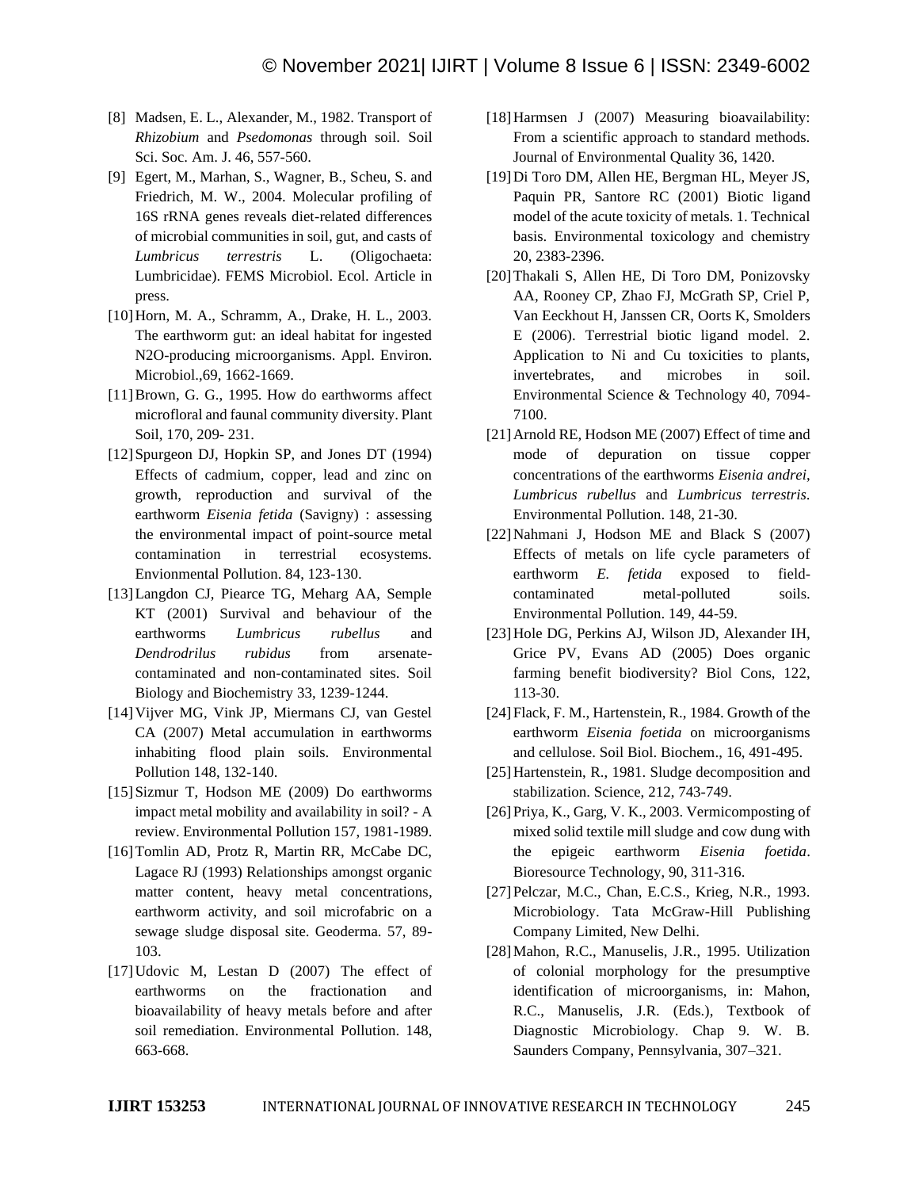[8] Madsen, E. L., Alexander, M., 1982. Transport of *Rhizobium* and *Psedomonas* through soil. Soil Sci. Soc. Am. J. 46, 557-560.

[9] Egert, M., Marhan, S., Wagner, B., Scheu, S. and Friedrich, M. W., 2004. Molecular profiling of 16S rRNA genes reveals diet-related differences of microbial communities in soil, gut, and casts of *Lumbricus terrestris* L. (Oligochaeta: Lumbricidae). FEMS Microbiol. Ecol. Article in press.

[10] Horn, M. A., Schramm, A., Drake, H. L., 2003. The earthworm gut: an ideal habitat for ingested N2O-producing microorganisms. Appl. Environ. Microbiol.,69, 1662-1669.

[11] Brown, G. G., 1995. How do earthworms affect microfloral and faunal community diversity. Plant Soil, 170, 209- 231.

[12] Spurgeon DJ, Hopkin SP, and Jones DT (1994) Effects of cadmium, copper, lead and zinc on growth, reproduction and survival of the earthworm *Eisenia fetida* (Savigny) : assessing the environmental impact of point-source metal contamination in terrestrial ecosystems. Envionmental Pollution. 84, 123-130.

[13] Langdon CJ, Piearce TG, Meharg AA, Semple KT (2001) Survival and behaviour of the earthworms *Lumbricus rubellus* and *Dendrodrilus rubidus* from arsenate-contaminated and non-contaminated sites. Soil Biology and Biochemistry 33, 1239-1244.

[14] Vijver MG, Vink JP, Miermans CJ, van Gestel CA (2007) Metal accumulation in earthworms inhabiting flood plain soils. Environmental Pollution 148, 132-140.

[15] Sizmur T, Hodson ME (2009) Do earthworms impact metal mobility and availability in soil? - A review. Environmental Pollution 157, 1981-1989.

[16] Tomlin AD, Protz R, Martin RR, McCabe DC, Lagace RJ (1993) Relationships amongst organic matter content, heavy metal concentrations, earthworm activity, and soil microfabric on a sewage sludge disposal site. Geoderma. 57, 89-103.

[17] Udovic M, Lestan D (2007) The effect of earthworms on the fractionation and bioavailability of heavy metals before and after soil remediation. Environmental Pollution. 148, 663-668.

[18] Harmsen J (2007) Measuring bioavailability: From a scientific approach to standard methods. Journal of Environmental Quality 36, 1420.

[19] Di Toro DM, Allen HE, Bergman HL, Meyer JS, Paquin PR, Santore RC (2001) Biotic ligand model of the acute toxicity of metals. 1. Technical basis. Environmental toxicology and chemistry 20, 2383-2396.

[20] Thakali S, Allen HE, Di Toro DM, Ponizovsky AA, Rooney CP, Zhao FJ, McGrath SP, Criel P, Van Eeckhout H, Janssen CR, Oorts K, Smolders E (2006). Terrestrial biotic ligand model. 2. Application to Ni and Cu toxicities to plants, invertebrates, and microbes in soil. Environmental Science & Technology 40, 7094-7100.

[21] Arnold RE, Hodson ME (2007) Effect of time and mode of depuration on tissue copper concentrations of the earthworms *Eisenia andrei*, *Lumbricus rubellus* and *Lumbricus terrestris*. Environmental Pollution. 148, 21-30.

[22] Nahmani J, Hodson ME and Black S (2007) Effects of metals on life cycle parameters of earthworm *E. fetida* exposed to field-contaminated metal-polluted soils. Environmental Pollution. 149, 44-59.

[23] Hole DG, Perkins AJ, Wilson JD, Alexander IH, Grice PV, Evans AD (2005) Does organic farming benefit biodiversity? Biol Cons, 122, 113-30.

[24] Flack, F. M., Hartenstein, R., 1984. Growth of the earthworm *Eisenia foetida* on microorganisms and cellulose. Soil Biol. Biochem., 16, 491-495.

[25] Hartenstein, R., 1981. Sludge decomposition and stabilization. Science, 212, 743-749.

[26] Priya, K., Garg, V. K., 2003. Vermicomposting of mixed solid textile mill sludge and cow dung with the epigeic earthworm *Eisenia foetida*. Bioresource Technology, 90, 311-316.

[27] Pelczar, M.C., Chan, E.C.S., Krieg, N.R., 1993. Microbiology. Tata McGraw-Hill Publishing Company Limited, New Delhi.

[28] Mahon, R.C., Manuselis, J.R., 1995. Utilization of colonial morphology for the presumptive identification of microorganisms, in: Mahon, R.C., Manuselis, J.R. (Eds.), Textbook of Diagnostic Microbiology. Chap 9. W. B. Saunders Company, Pennsylvania, 307–321.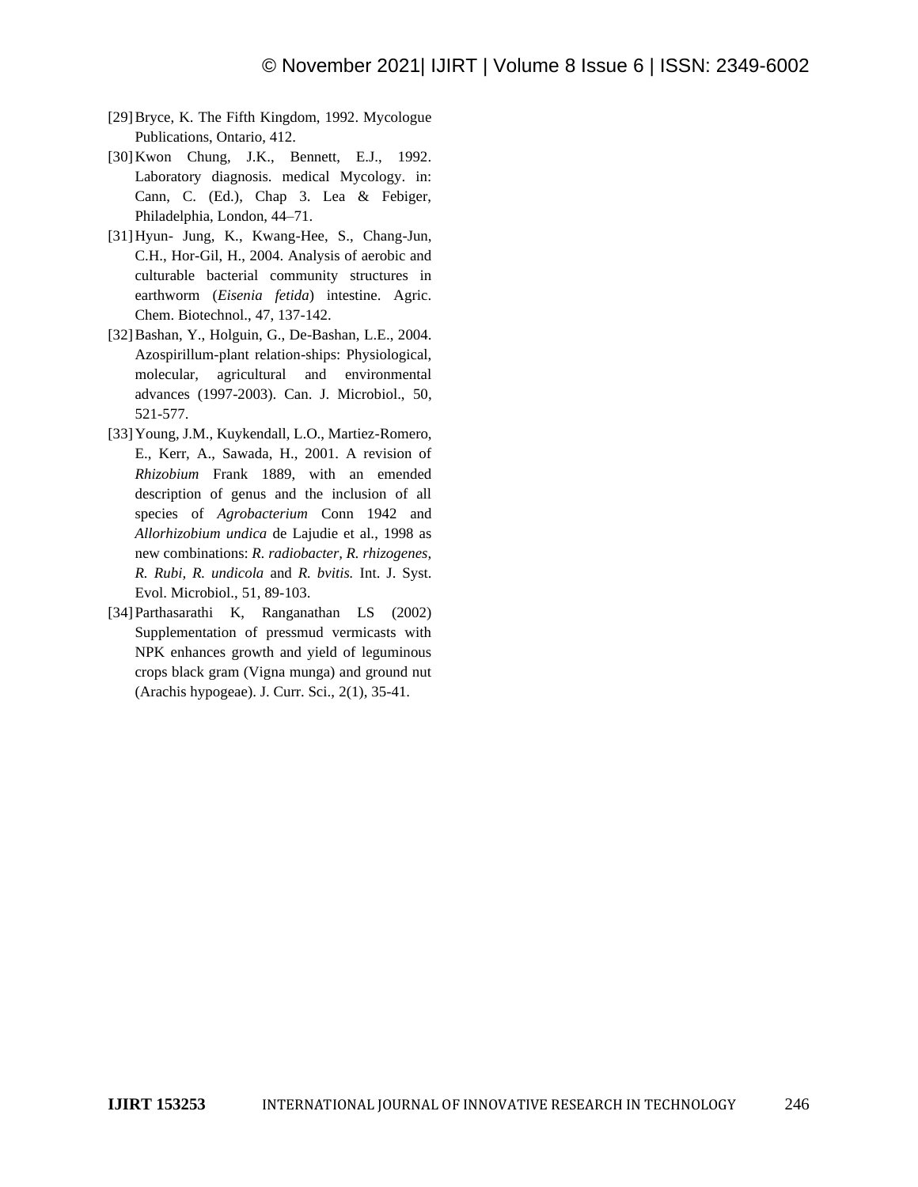[29] Bryce, K. The Fifth Kingdom, 1992. Mycologue Publications, Ontario, 412.

[30] Kwon Chung, J.K., Bennett, E.J., 1992. Laboratory diagnosis. medical Mycology. in: Cann, C. (Ed.), Chap 3. Lea & Febiger, Philadelphia, London, 44–71.

[31] Hyun- Jung, K., Kwang-Hee, S., Chang-Jun, C.H., Hor-Gil, H., 2004. Analysis of aerobic and culturable bacterial community structures in earthworm (*Eisenia fetida*) intestine. Agric. Chem. Biotechnol., 47, 137-142.

[32] Bashan, Y., Holguin, G., De-Bashan, L.E., 2004. Azospirillum-plant relation-ships: Physiological, molecular, agricultural and environmental advances (1997-2003). Can. J. Microbiol., 50, 521-577.

[33] Young, J.M., Kuykendall, L.O., Martiez-Romero, E., Kerr, A., Sawada, H., 2001. A revision of *Rhizobium* Frank 1889, with an emended description of genus and the inclusion of all species of *Agrobacterium* Conn 1942 and *Allorhizobium undica* de Lajudie et al., 1998 as new combinations: *R. radiobacter, R. rhizogenes, R. Rubi, R. undicola* and *R. bvitis.* Int. J. Syst. Evol. Microbiol., 51, 89-103.

[34] Parthasarathi K, Ranganathan LS (2002) Supplementation of pressmud vermicasts with NPK enhances growth and yield of leguminous crops black gram (Vigna munga) and ground nut (Arachis hypogeae). J. Curr. Sci., 2(1), 35-41.